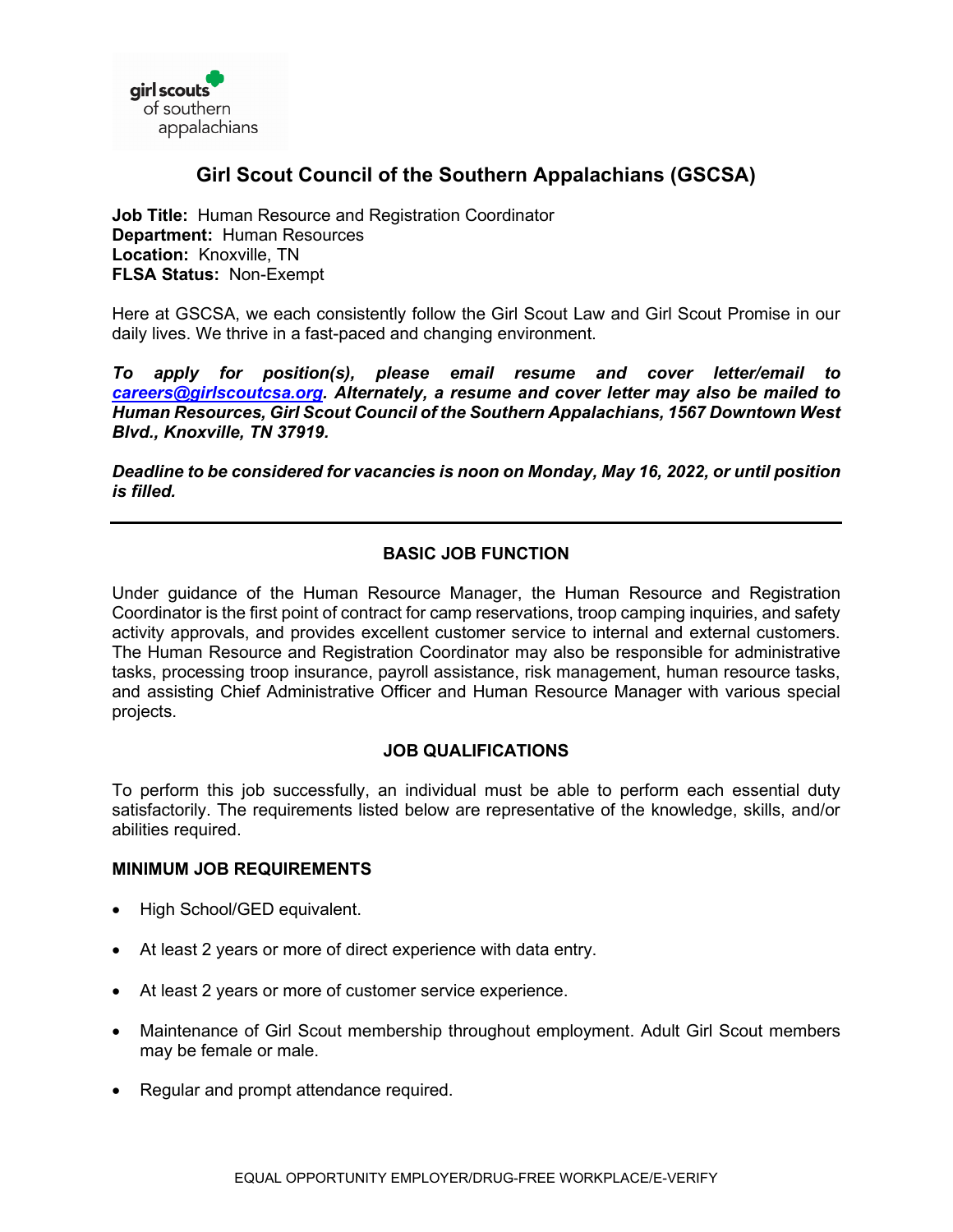girl scouts of southern appalachians

# Girl Scout Council of the Southern Appalachians (GSCSA)

**Job Title:** Human Resource and Registration Coordinator
**Department:** Human Resources
**Location:** Knoxville, TN
**FLSA Status:** Non-Exempt

Here at GSCSA, we each consistently follow the Girl Scout Law and Girl Scout Promise in our daily lives. We thrive in a fast-paced and changing environment.

***To apply for position(s), please email resume and cover letter/email to careers@girlscoutcsa.org. Alternately, a resume and cover letter may also be mailed to Human Resources, Girl Scout Council of the Southern Appalachians, 1567 Downtown West Blvd., Knoxville, TN 37919.***

***Deadline to be considered for vacancies is noon on Monday, May 16, 2022, or until position is filled.***

---

## BASIC JOB FUNCTION

Under guidance of the Human Resource Manager, the Human Resource and Registration Coordinator is the first point of contract for camp reservations, troop camping inquiries, and safety activity approvals, and provides excellent customer service to internal and external customers. The Human Resource and Registration Coordinator may also be responsible for administrative tasks, processing troop insurance, payroll assistance, risk management, human resource tasks, and assisting Chief Administrative Officer and Human Resource Manager with various special projects.

## JOB QUALIFICATIONS

To perform this job successfully, an individual must be able to perform each essential duty satisfactorily. The requirements listed below are representative of the knowledge, skills, and/or abilities required.

### MINIMUM JOB REQUIREMENTS

- High School/GED equivalent.
- At least 2 years or more of direct experience with data entry.
- At least 2 years or more of customer service experience.
- Maintenance of Girl Scout membership throughout employment. Adult Girl Scout members may be female or male.
- Regular and prompt attendance required.

EQUAL OPPORTUNITY EMPLOYER/DRUG-FREE WORKPLACE/E-VERIFY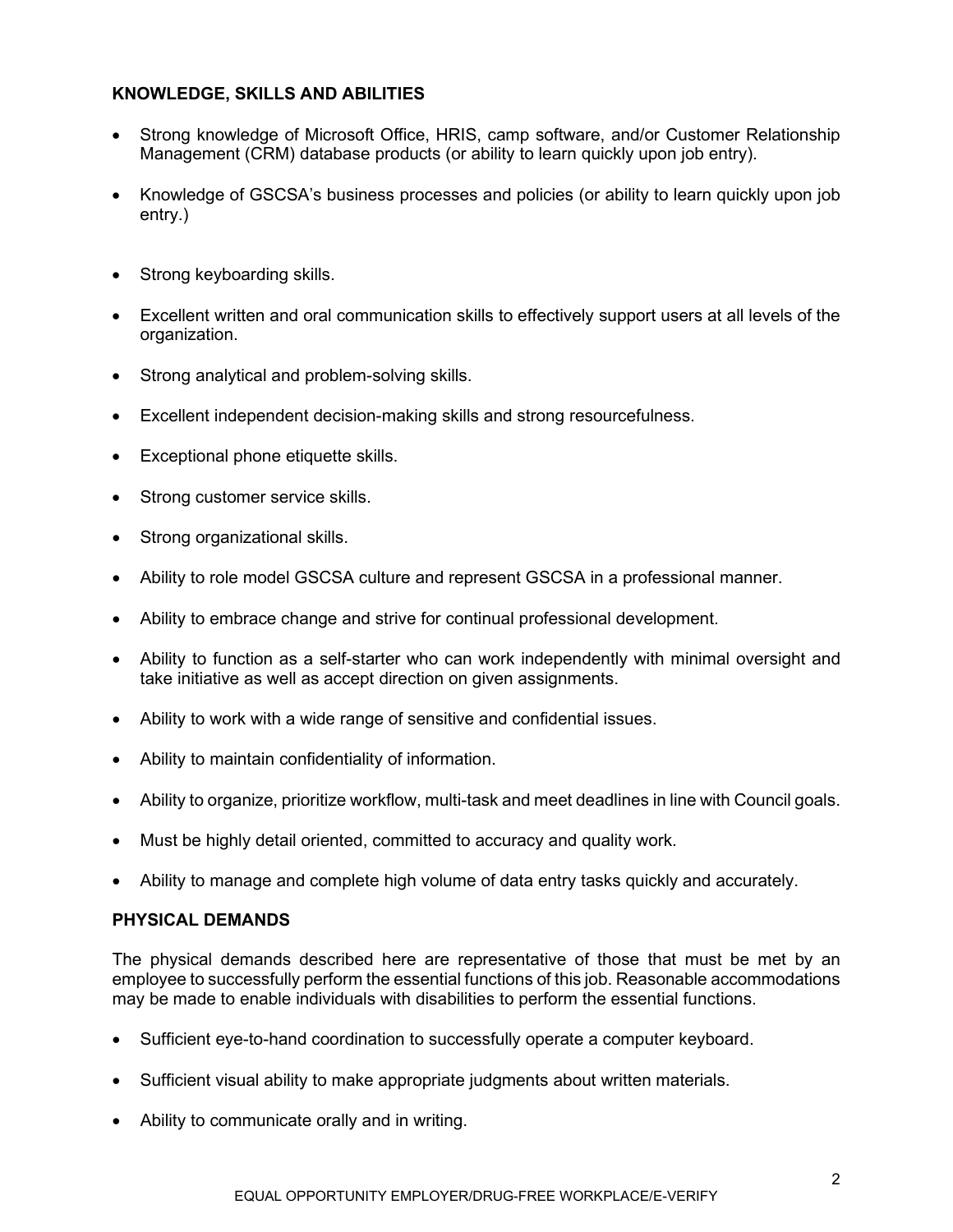**KNOWLEDGE, SKILLS AND ABILITIES**

- Strong knowledge of Microsoft Office, HRIS, camp software, and/or Customer Relationship Management (CRM) database products (or ability to learn quickly upon job entry).
- Knowledge of GSCSA's business processes and policies (or ability to learn quickly upon job entry.)
- Strong keyboarding skills.
- Excellent written and oral communication skills to effectively support users at all levels of the organization.
- Strong analytical and problem-solving skills.
- Excellent independent decision-making skills and strong resourcefulness.
- Exceptional phone etiquette skills.
- Strong customer service skills.
- Strong organizational skills.
- Ability to role model GSCSA culture and represent GSCSA in a professional manner.
- Ability to embrace change and strive for continual professional development.
- Ability to function as a self-starter who can work independently with minimal oversight and take initiative as well as accept direction on given assignments.
- Ability to work with a wide range of sensitive and confidential issues.
- Ability to maintain confidentiality of information.
- Ability to organize, prioritize workflow, multi-task and meet deadlines in line with Council goals.
- Must be highly detail oriented, committed to accuracy and quality work.
- Ability to manage and complete high volume of data entry tasks quickly and accurately.

**PHYSICAL DEMANDS**

The physical demands described here are representative of those that must be met by an employee to successfully perform the essential functions of this job. Reasonable accommodations may be made to enable individuals with disabilities to perform the essential functions.

- Sufficient eye-to-hand coordination to successfully operate a computer keyboard.
- Sufficient visual ability to make appropriate judgments about written materials.
- Ability to communicate orally and in writing.

EQUAL OPPORTUNITY EMPLOYER/DRUG-FREE WORKPLACE/E-VERIFY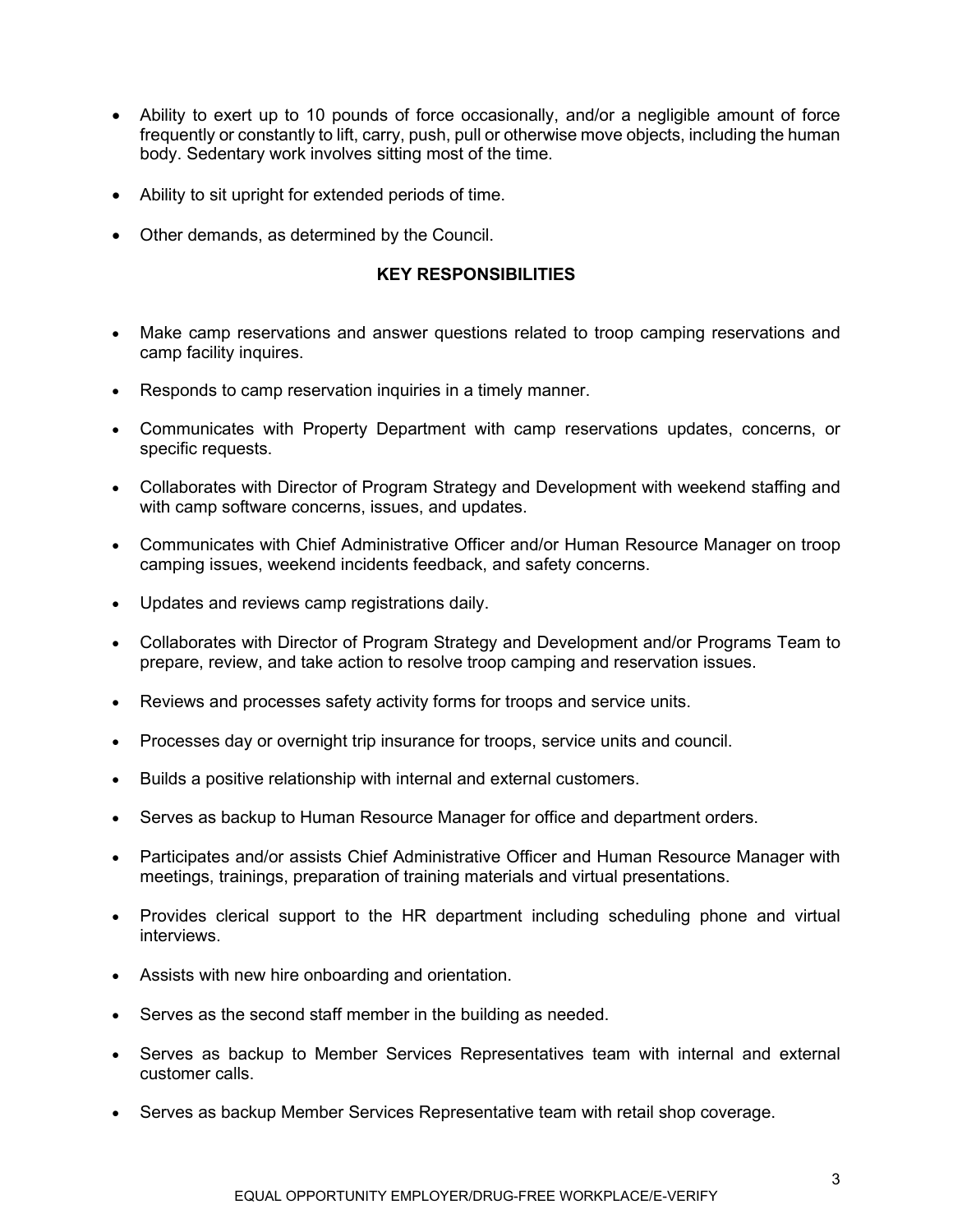- Ability to exert up to 10 pounds of force occasionally, and/or a negligible amount of force frequently or constantly to lift, carry, push, pull or otherwise move objects, including the human body. Sedentary work involves sitting most of the time.

- Ability to sit upright for extended periods of time.

- Other demands, as determined by the Council.

## KEY RESPONSIBILITIES

- Make camp reservations and answer questions related to troop camping reservations and camp facility inquires.

- Responds to camp reservation inquiries in a timely manner.

- Communicates with Property Department with camp reservations updates, concerns, or specific requests.

- Collaborates with Director of Program Strategy and Development with weekend staffing and with camp software concerns, issues, and updates.

- Communicates with Chief Administrative Officer and/or Human Resource Manager on troop camping issues, weekend incidents feedback, and safety concerns.

- Updates and reviews camp registrations daily.

- Collaborates with Director of Program Strategy and Development and/or Programs Team to prepare, review, and take action to resolve troop camping and reservation issues.

- Reviews and processes safety activity forms for troops and service units.

- Processes day or overnight trip insurance for troops, service units and council.

- Builds a positive relationship with internal and external customers.

- Serves as backup to Human Resource Manager for office and department orders.

- Participates and/or assists Chief Administrative Officer and Human Resource Manager with meetings, trainings, preparation of training materials and virtual presentations.

- Provides clerical support to the HR department including scheduling phone and virtual interviews.

- Assists with new hire onboarding and orientation.

- Serves as the second staff member in the building as needed.

- Serves as backup to Member Services Representatives team with internal and external customer calls.

- Serves as backup Member Services Representative team with retail shop coverage.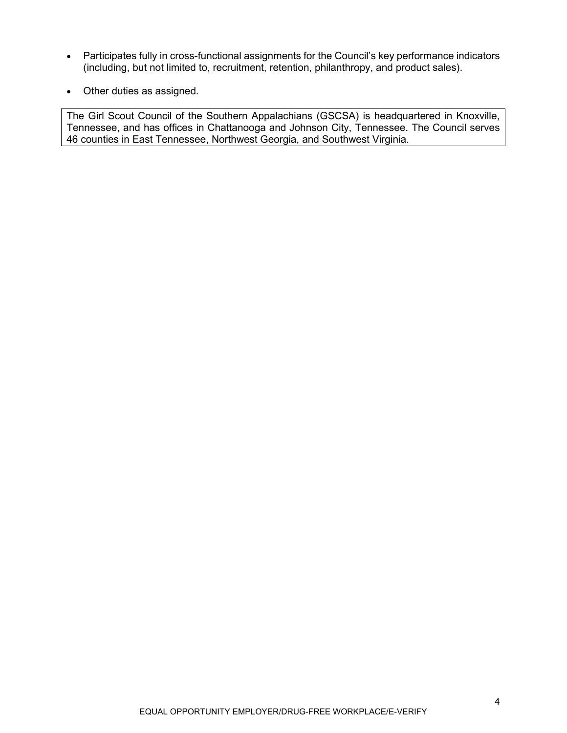- Participates fully in cross-functional assignments for the Council's key performance indicators (including, but not limited to, recruitment, retention, philanthropy, and product sales).
- Other duties as assigned.

The Girl Scout Council of the Southern Appalachians (GSCSA) is headquartered in Knoxville, Tennessee, and has offices in Chattanooga and Johnson City, Tennessee. The Council serves 46 counties in East Tennessee, Northwest Georgia, and Southwest Virginia.